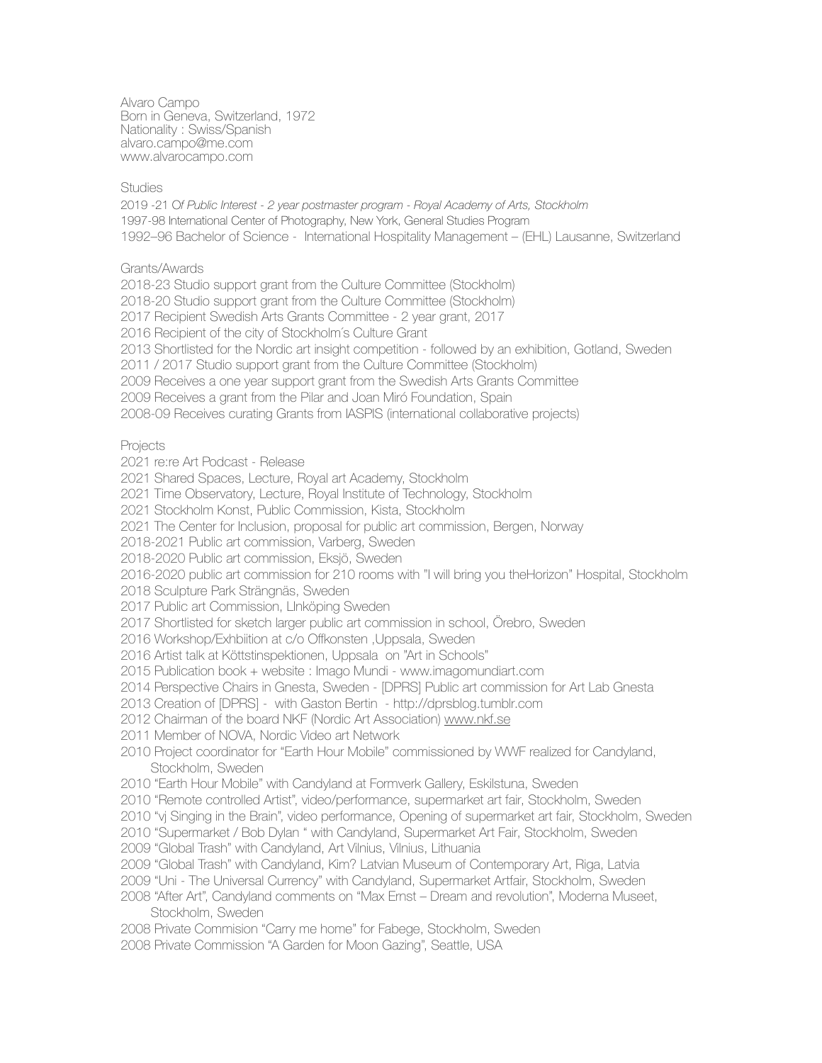Alvaro Campo
Born in Geneva, Switzerland, 1972
Nationality : Swiss/Spanish
alvaro.campo@me.com
www.alvarocampo.com

## Studies

2019 -21 O*f Public Interest - 2 year postmaster program - Royal Academy of Arts, Stockholm*
1997-98 International Center of Photography, New York, General Studies Program
1992–96 Bachelor of Science - International Hospitality Management – (EHL) Lausanne, Switzerland

## Grants/Awards

2018-23 Studio support grant from the Culture Committee (Stockholm)
2018-20 Studio support grant from the Culture Committee (Stockholm)
2017 Recipient Swedish Arts Grants Committee - 2 year grant, 2017
2016 Recipient of the city of Stockholm´s Culture Grant
2013 Shortlisted for the Nordic art insight competition - followed by an exhibition, Gotland, Sweden
2011 / 2017 Studio support grant from the Culture Committee (Stockholm)
2009 Receives a one year support grant from the Swedish Arts Grants Committee
2009 Receives a grant from the Pilar and Joan Miró Foundation, Spain
2008-09 Receives curating Grants from IASPIS (international collaborative projects)

## Projects

2021 re:re Art Podcast - Release
2021 Shared Spaces, Lecture, Royal art Academy, Stockholm
2021 Time Observatory, Lecture, Royal Institute of Technology, Stockholm
2021 Stockholm Konst, Public Commission, Kista, Stockholm
2021 The Center for Inclusion, proposal for public art commission, Bergen, Norway
2018-2021 Public art commission, Varberg, Sweden
2018-2020 Public art commission, Eksjö, Sweden
2016-2020 public art commission for 210 rooms with "I will bring you theHorizon" Hospital, Stockholm
2018 Sculpture Park Strängnäs, Sweden
2017 Public art Commission, LInköping Sweden
2017 Shortlisted for sketch larger public art commission in school, Örebro, Sweden
2016 Workshop/Exhbiition at c/o Offkonsten ,Uppsala, Sweden
2016 Artist talk at Köttstinspektionen, Uppsala on "Art in Schools"
2015 Publication book + website : Imago Mundi - www.imagomundiart.com
2014 Perspective Chairs in Gnesta, Sweden - [DPRS] Public art commission for Art Lab Gnesta
2013 Creation of [DPRS] - with Gaston Bertin - http://dprsblog.tumblr.com
2012 Chairman of the board NKF (Nordic Art Association) www.nkf.se
2011 Member of NOVA, Nordic Video art Network
2010 Project coordinator for "Earth Hour Mobile" commissioned by WWF realized for Candyland, Stockholm, Sweden
2010 "Earth Hour Mobile" with Candyland at Formverk Gallery, Eskilstuna, Sweden
2010 "Remote controlled Artist", video/performance, supermarket art fair, Stockholm, Sweden
2010 "vj Singing in the Brain", video performance, Opening of supermarket art fair, Stockholm, Sweden
2010 "Supermarket / Bob Dylan " with Candyland, Supermarket Art Fair, Stockholm, Sweden
2009 "Global Trash" with Candyland, Art Vilnius, Vilnius, Lithuania
2009 "Global Trash" with Candyland, Kim? Latvian Museum of Contemporary Art, Riga, Latvia
2009 "Uni - The Universal Currency" with Candyland, Supermarket Artfair, Stockholm, Sweden
2008 "After Art", Candyland comments on "Max Ernst – Dream and revolution", Moderna Museet, Stockholm, Sweden
2008 Private Commision "Carry me home" for Fabege, Stockholm, Sweden
2008 Private Commission "A Garden for Moon Gazing", Seattle, USA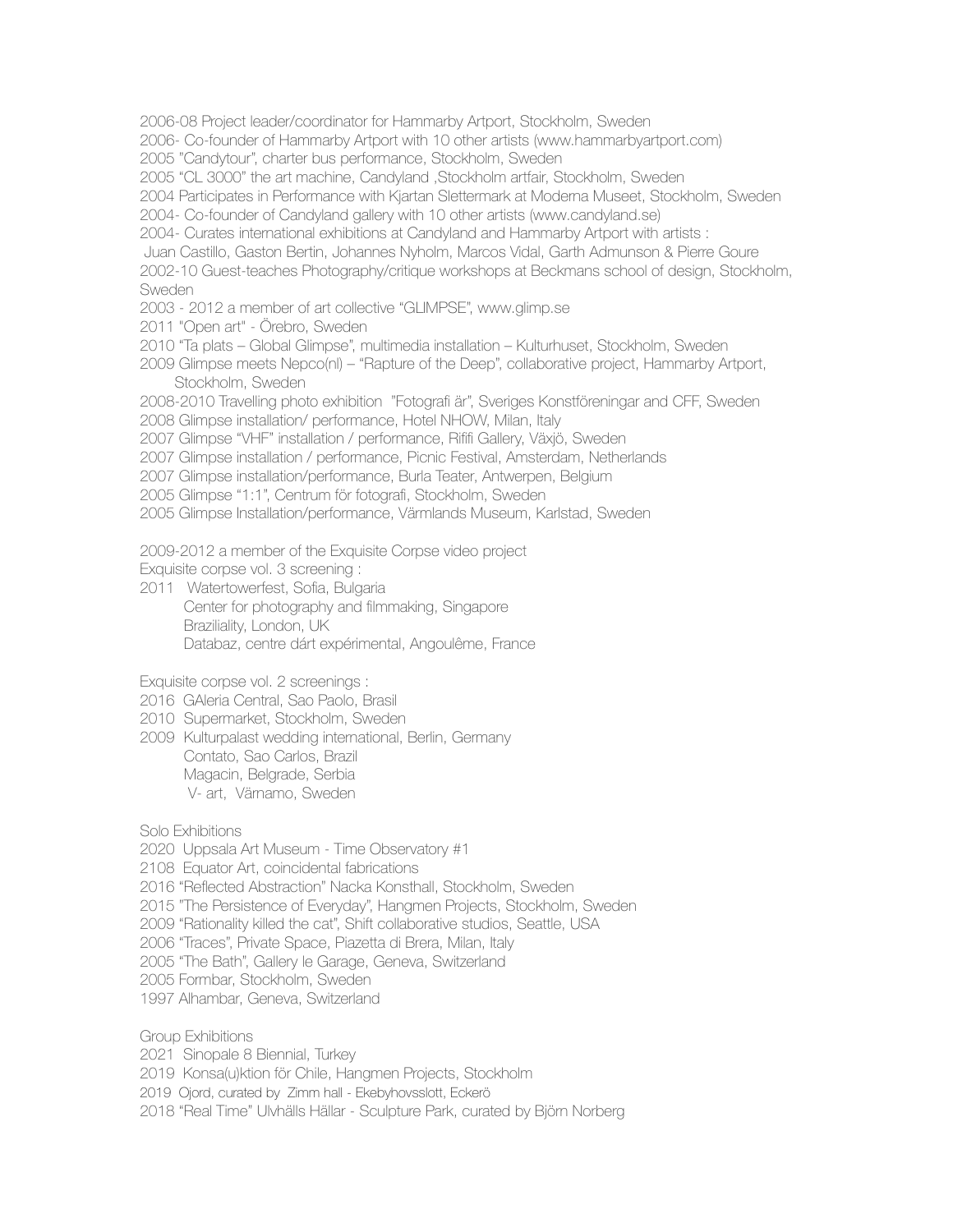2006-08 Project leader/coordinator for Hammarby Artport, Stockholm, Sweden
2006- Co-founder of Hammarby Artport with 10 other artists (www.hammarbyartport.com)
2005 "Candytour", charter bus performance, Stockholm, Sweden
2005 "CL 3000" the art machine, Candyland ,Stockholm artfair, Stockholm, Sweden
2004 Participates in Performance with Kjartan Slettermark at Moderna Museet, Stockholm, Sweden
2004- Co-founder of Candyland gallery with 10 other artists (www.candyland.se)
2004- Curates international exhibitions at Candyland and Hammarby Artport with artists :
Juan Castillo, Gaston Bertin, Johannes Nyholm, Marcos Vidal, Garth Admunson & Pierre Goure
2002-10 Guest-teaches Photography/critique workshops at Beckmans school of design, Stockholm, Sweden
2003 - 2012 a member of art collective "GLIMPSE", www.glimp.se
2011 "Open art" - Örebro, Sweden
2010 "Ta plats – Global Glimpse", multimedia installation – Kulturhuset, Stockholm, Sweden
2009 Glimpse meets Nepco(nl) – "Rapture of the Deep", collaborative project, Hammarby Artport, Stockholm, Sweden
2008-2010 Travelling photo exhibition "Fotografi är", Sveriges Konstföreningar and CFF, Sweden
2008 Glimpse installation/ performance, Hotel NHOW, Milan, Italy
2007 Glimpse "VHF" installation / performance, Rififi Gallery, Växjö, Sweden
2007 Glimpse installation / performance, Picnic Festival, Amsterdam, Netherlands
2007 Glimpse installation/performance, Burla Teater, Antwerpen, Belgium
2005 Glimpse "1:1", Centrum för fotografi, Stockholm, Sweden
2005 Glimpse Installation/performance, Värmlands Museum, Karlstad, Sweden

2009-2012 a member of the Exquisite Corpse video project
Exquisite corpse vol. 3 screening :
2011 Watertowerfest, Sofia, Bulgaria
Center for photography and filmmaking, Singapore
Braziliality, London, UK
Databaz, centre dárt expérimental, Angoulême, France

Exquisite corpse vol. 2 screenings :
2016 GAleria Central, Sao Paolo, Brasil
2010 Supermarket, Stockholm, Sweden
2009 Kulturpalast wedding international, Berlin, Germany
Contato, Sao Carlos, Brazil
Magacin, Belgrade, Serbia
V- art, Värnamo, Sweden

Solo Exhibitions
2020 Uppsala Art Museum - Time Observatory #1
2108 Equator Art, coincidental fabrications
2016 "Reflected Abstraction" Nacka Konsthall, Stockholm, Sweden
2015 "The Persistence of Everyday", Hangmen Projects, Stockholm, Sweden
2009 "Rationality killed the cat", Shift collaborative studios, Seattle, USA
2006 "Traces", Private Space, Piazetta di Brera, Milan, Italy
2005 "The Bath", Gallery le Garage, Geneva, Switzerland
2005 Formbar, Stockholm, Sweden
1997 Alhambar, Geneva, Switzerland

Group Exhibitions
2021 Sinopale 8 Biennial, Turkey
2019 Konsa(u)ktion för Chile, Hangmen Projects, Stockholm
2019 Ojord, curated by Zimm hall - Ekebyhovsslott, Eckerö
2018 "Real Time" Ulvhälls Hällar - Sculpture Park, curated by Björn Norberg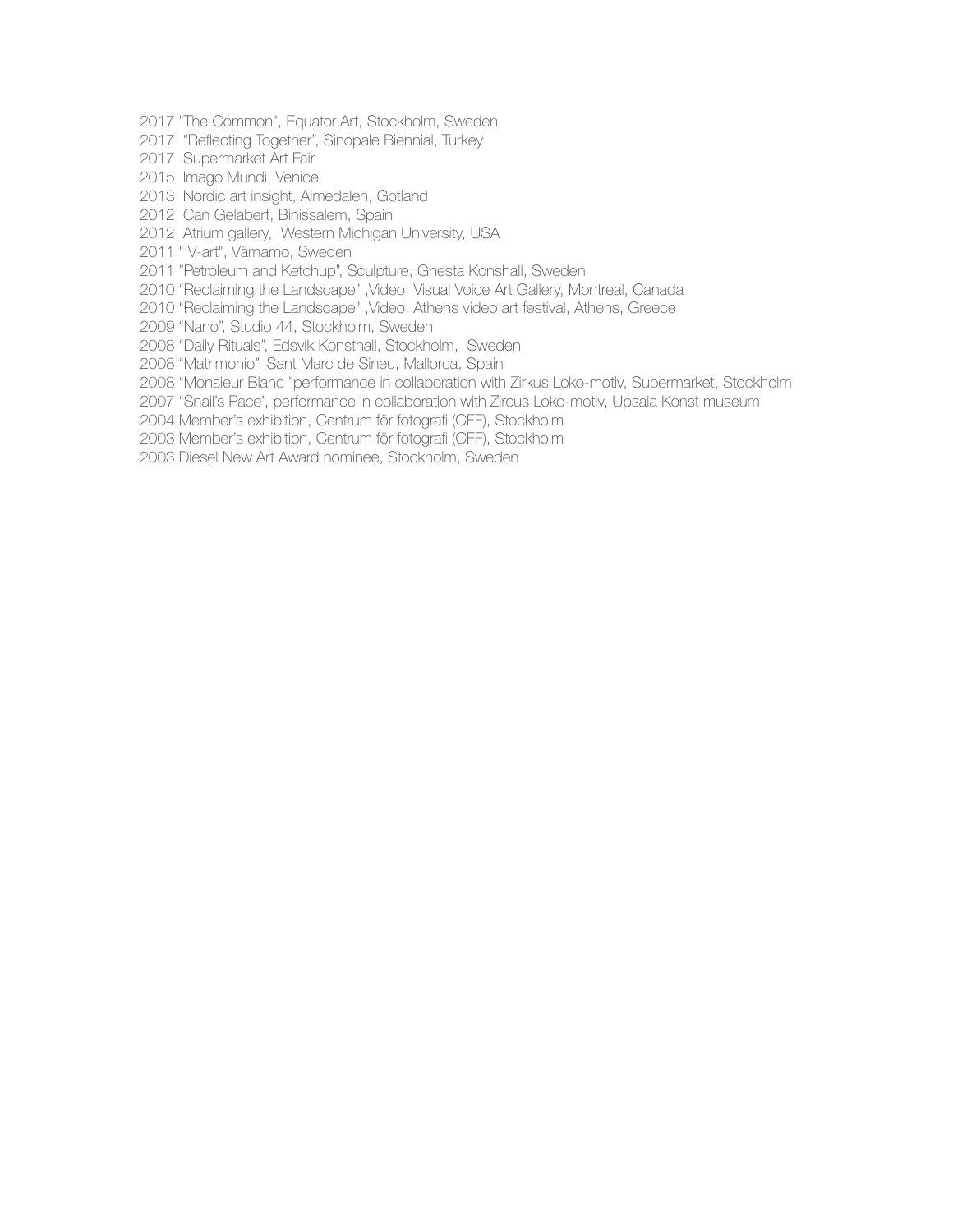2017 "The Common", Equator Art, Stockholm, Sweden  
2017 “Reflecting Together”, Sinopale Biennial, Turkey  
2017 Supermarket Art Fair  
2015 Imago Mundi, Venice  
2013 Nordic art insight, Almedalen, Gotland  
2012 Can Gelabert, Binissalem, Spain  
2012 Atrium gallery, Western Michigan University, USA  
2011 " V-art", Värnamo, Sweden  
2011 "Petroleum and Ketchup", Sculpture, Gnesta Konshall, Sweden  
2010 “Reclaiming the Landscape” ,Video, Visual Voice Art Gallery, Montreal, Canada  
2010 “Reclaiming the Landscape” ,Video, Athens video art festival, Athens, Greece  
2009 “Nano”, Studio 44, Stockholm, Sweden  
2008 “Daily Rituals”, Edsvik Konsthall, Stockholm, Sweden  
2008 “Matrimonio”, Sant Marc de Sineu, Mallorca, Spain  
2008 “Monsieur Blanc ”performance in collaboration with Zirkus Loko-motiv, Supermarket, Stockholm  
2007 “Snail’s Pace”, performance in collaboration with Zircus Loko-motiv, Upsala Konst museum  
2004 Member’s exhibition, Centrum för fotografi (CFF), Stockholm  
2003 Member’s exhibition, Centrum för fotografi (CFF), Stockholm  
2003 Diesel New Art Award nominee, Stockholm, Sweden